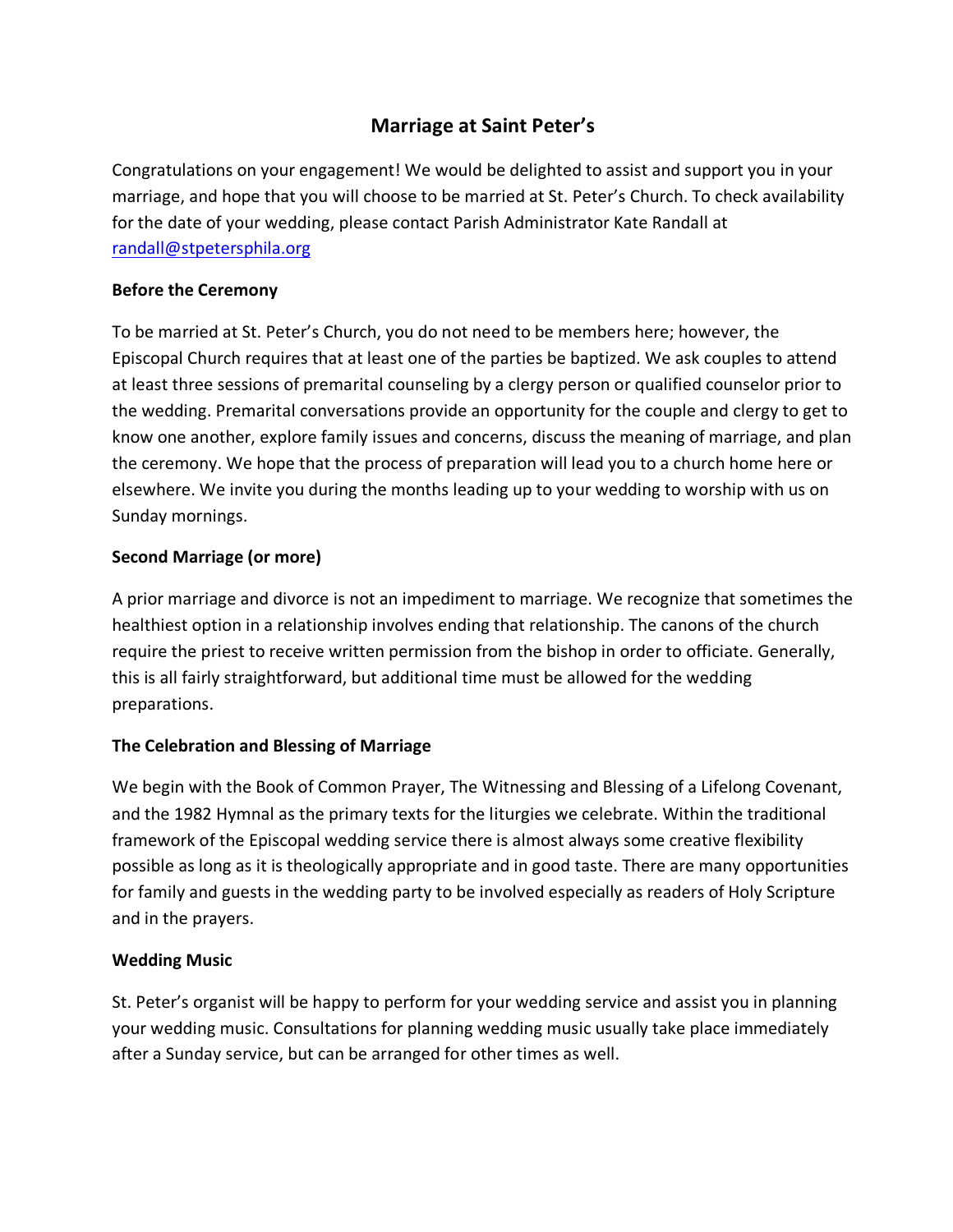# Marriage at Saint Peter's

Congratulations on your engagement! We would be delighted to assist and support you in your marriage, and hope that you will choose to be married at St. Peter's Church. To check availability for the date of your wedding, please contact Parish Administrator Kate Randall at [randall@stpetersphila.org](mailto:randall@stpetersphila.org)

**Before the Ceremony**

To be married at St. Peter's Church, you do not need to be members here; however, the Episcopal Church requires that at least one of the parties be baptized. We ask couples to attend at least three sessions of premarital counseling by a clergy person or qualified counselor prior to the wedding. Premarital conversations provide an opportunity for the couple and clergy to get to know one another, explore family issues and concerns, discuss the meaning of marriage, and plan the ceremony. We hope that the process of preparation will lead you to a church home here or elsewhere. We invite you during the months leading up to your wedding to worship with us on Sunday mornings.

**Second Marriage (or more)**

A prior marriage and divorce is not an impediment to marriage. We recognize that sometimes the healthiest option in a relationship involves ending that relationship. The canons of the church require the priest to receive written permission from the bishop in order to officiate. Generally, this is all fairly straightforward, but additional time must be allowed for the wedding preparations.

**The Celebration and Blessing of Marriage**

We begin with the Book of Common Prayer, The Witnessing and Blessing of a Lifelong Covenant, and the 1982 Hymnal as the primary texts for the liturgies we celebrate. Within the traditional framework of the Episcopal wedding service there is almost always some creative flexibility possible as long as it is theologically appropriate and in good taste. There are many opportunities for family and guests in the wedding party to be involved especially as readers of Holy Scripture and in the prayers.

**Wedding Music**

St. Peter's organist will be happy to perform for your wedding service and assist you in planning your wedding music. Consultations for planning wedding music usually take place immediately after a Sunday service, but can be arranged for other times as well.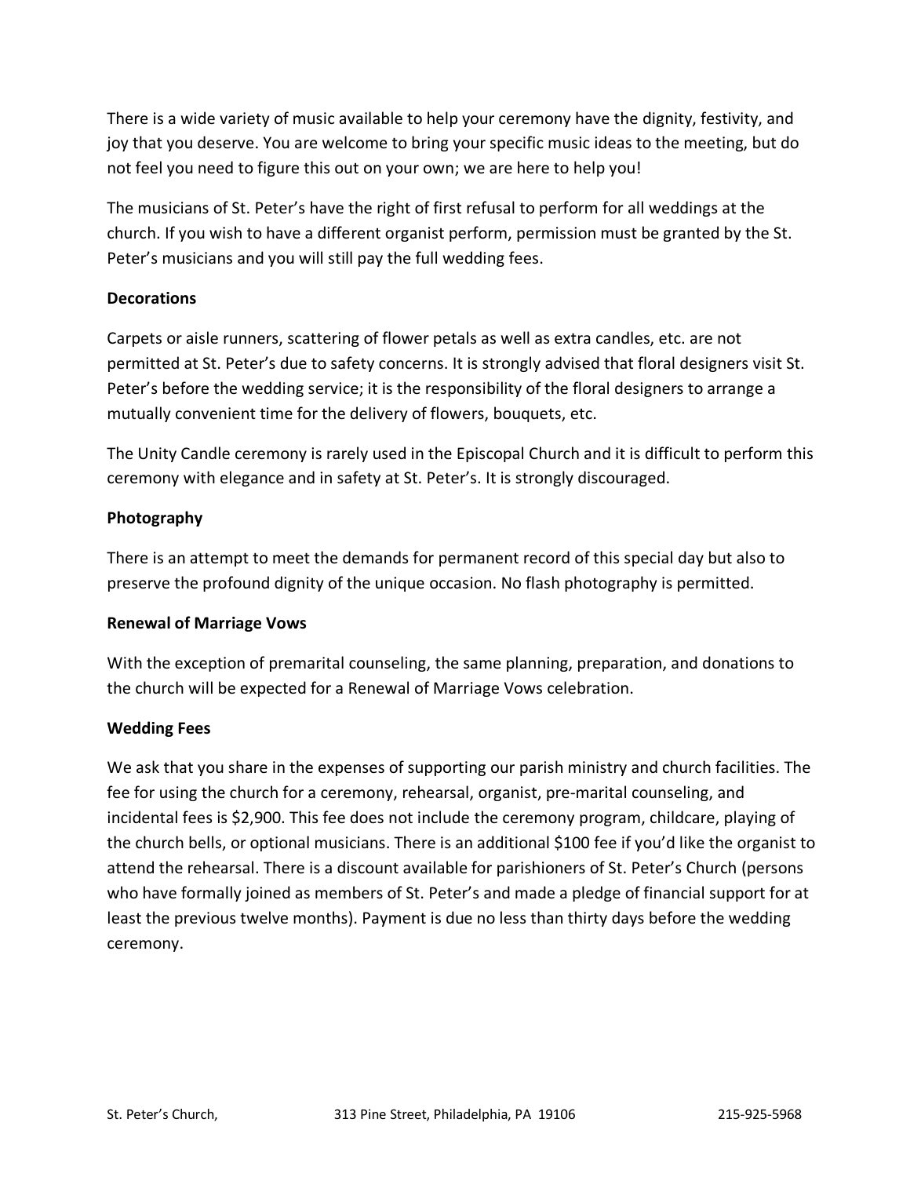There is a wide variety of music available to help your ceremony have the dignity, festivity, and joy that you deserve. You are welcome to bring your specific music ideas to the meeting, but do not feel you need to figure this out on your own; we are here to help you!

The musicians of St. Peter's have the right of first refusal to perform for all weddings at the church. If you wish to have a different organist perform, permission must be granted by the St. Peter's musicians and you will still pay the full wedding fees.

**Decorations**

Carpets or aisle runners, scattering of flower petals as well as extra candles, etc. are not permitted at St. Peter's due to safety concerns. It is strongly advised that floral designers visit St. Peter's before the wedding service; it is the responsibility of the floral designers to arrange a mutually convenient time for the delivery of flowers, bouquets, etc.

The Unity Candle ceremony is rarely used in the Episcopal Church and it is difficult to perform this ceremony with elegance and in safety at St. Peter's. It is strongly discouraged.

**Photography**

There is an attempt to meet the demands for permanent record of this special day but also to preserve the profound dignity of the unique occasion. No flash photography is permitted.

**Renewal of Marriage Vows**

With the exception of premarital counseling, the same planning, preparation, and donations to the church will be expected for a Renewal of Marriage Vows celebration.

**Wedding Fees**

We ask that you share in the expenses of supporting our parish ministry and church facilities. The fee for using the church for a ceremony, rehearsal, organist, pre-marital counseling, and incidental fees is $2,900. This fee does not include the ceremony program, childcare, playing of the church bells, or optional musicians. There is an additional $100 fee if you'd like the organist to attend the rehearsal. There is a discount available for parishioners of St. Peter's Church (persons who have formally joined as members of St. Peter's and made a pledge of financial support for at least the previous twelve months). Payment is due no less than thirty days before the wedding ceremony.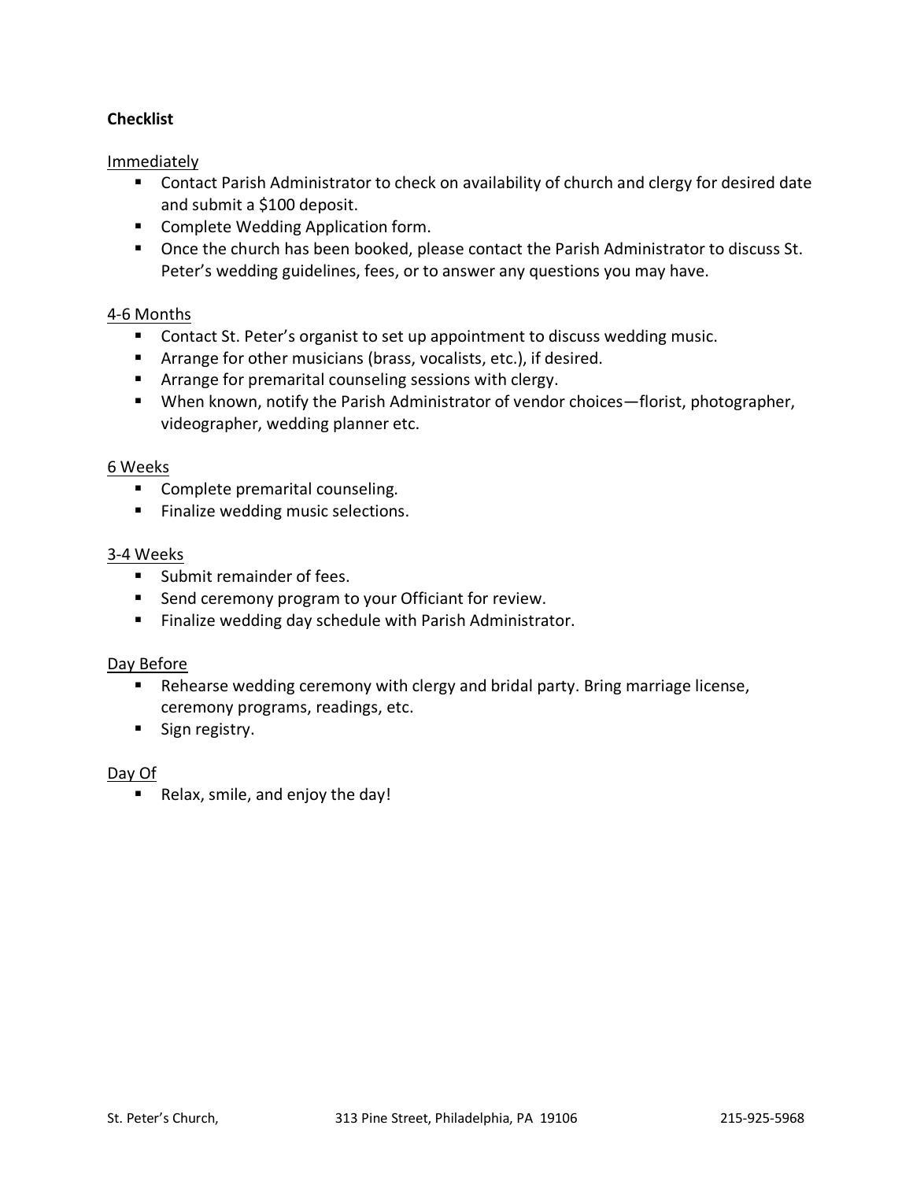**Checklist**

Immediately

- Contact Parish Administrator to check on availability of church and clergy for desired date and submit a $100 deposit.
- Complete Wedding Application form.
- Once the church has been booked, please contact the Parish Administrator to discuss St. Peter's wedding guidelines, fees, or to answer any questions you may have.

4-6 Months

- Contact St. Peter's organist to set up appointment to discuss wedding music.
- Arrange for other musicians (brass, vocalists, etc.), if desired.
- Arrange for premarital counseling sessions with clergy.
- When known, notify the Parish Administrator of vendor choices—florist, photographer, videographer, wedding planner etc.

6 Weeks

- Complete premarital counseling.
- Finalize wedding music selections.

3-4 Weeks

- Submit remainder of fees.
- Send ceremony program to your Officiant for review.
- Finalize wedding day schedule with Parish Administrator.

Day Before

- Rehearse wedding ceremony with clergy and bridal party. Bring marriage license, ceremony programs, readings, etc.
- Sign registry.

Day Of

- Relax, smile, and enjoy the day!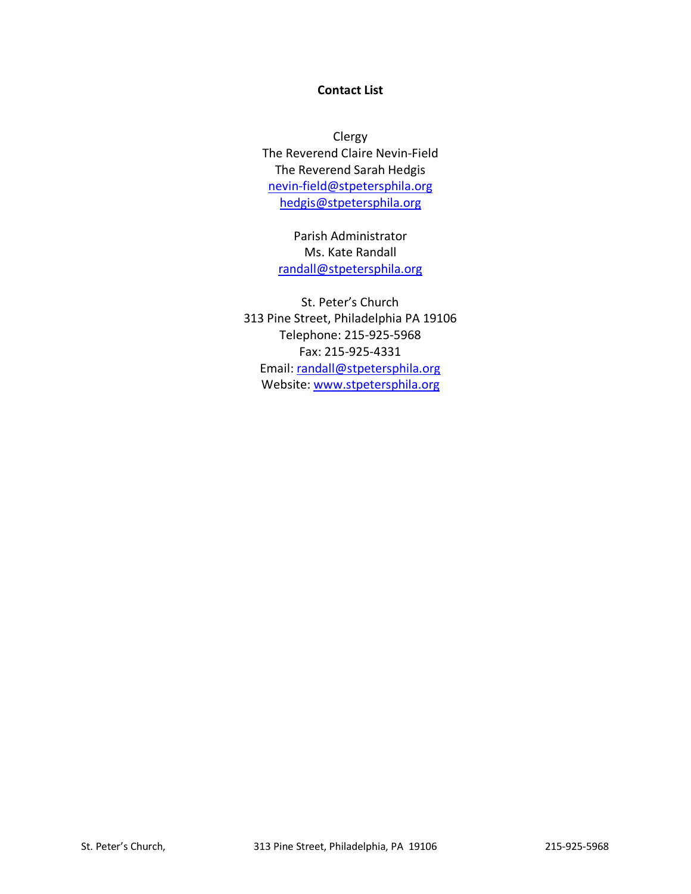**Contact List**

Clergy
The Reverend Claire Nevin-Field
The Reverend Sarah Hedgis
nevin-field@stpetersphila.org
hedgis@stpetersphila.org

Parish Administrator
Ms. Kate Randall
randall@stpetersphila.org

St. Peter's Church
313 Pine Street, Philadelphia PA 19106
Telephone: 215-925-5968
Fax: 215-925-4331
Email: randall@stpetersphila.org
Website: www.stpetersphila.org